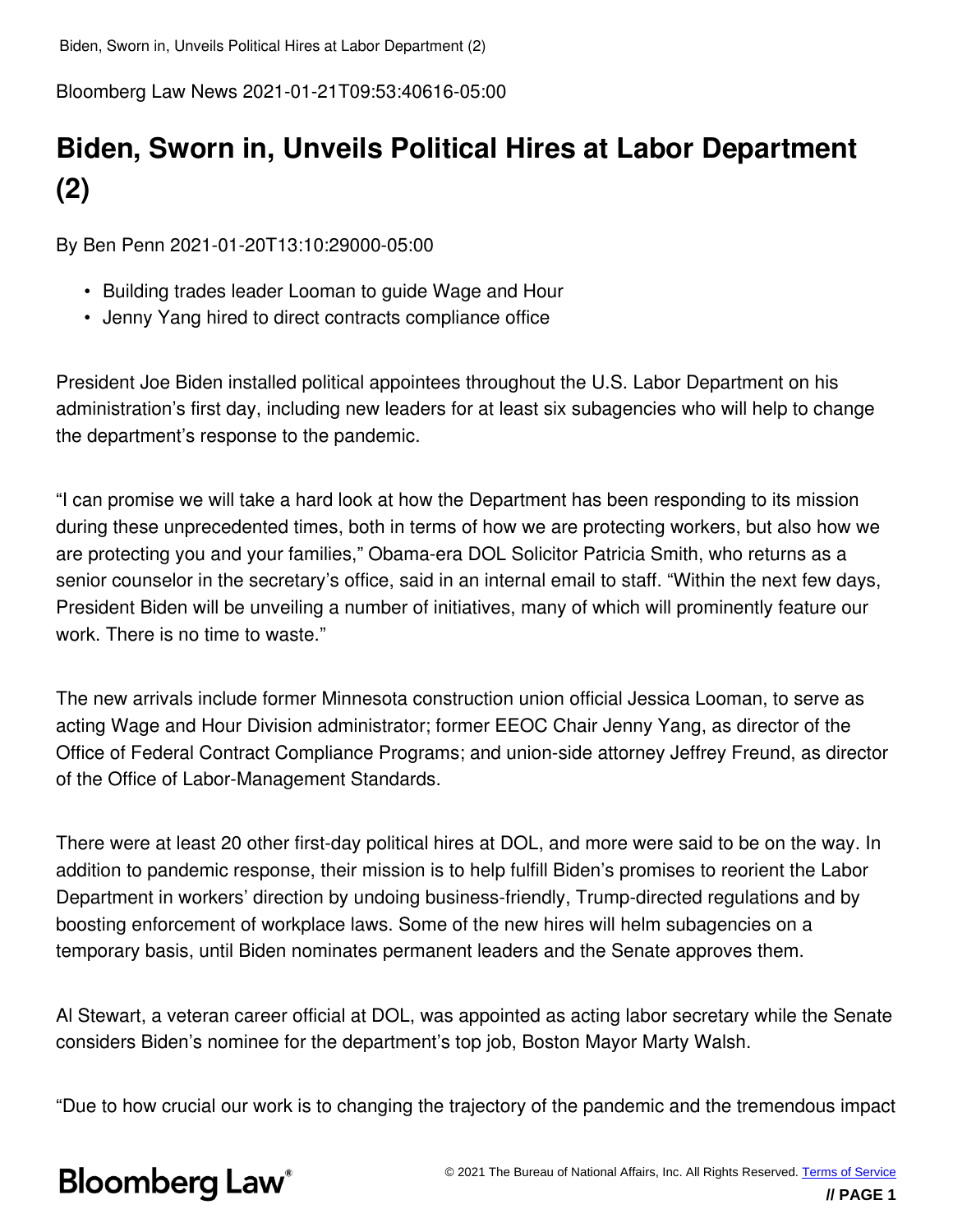Bloomberg Law News 2021-01-21T09:53:40616-05:00

# Biden, Sworn in, Unveils Political Hires at Labor Department (2)

By Ben Penn 2021-01-20T13:10:29000-05:00

- Building trades leader Looman to guide Wage and Hour
- Jenny Yang hired to direct contracts compliance office

President Joe Biden installed political appointees throughout the U.S. Labor Department on his administration's first day, including new leaders for at least six subagencies who will help to change the department's response to the pandemic.

"I can promise we will take a hard look at how the Department has been responding to its mission during these unprecedented times, both in terms of how we are protecting workers, but also how we are protecting you and your families," Obama-era DOL Solicitor Patricia Smith, who returns as a senior counselor in the secretary's office, said in an internal email to staff. "Within the next few days, President Biden will be unveiling a number of initiatives, many of which will prominently feature our work. There is no time to waste."

The new arrivals include former Minnesota construction union official Jessica Looman, to serve as acting Wage and Hour Division administrator; former EEOC Chair Jenny Yang, as director of the Office of Federal Contract Compliance Programs; and union-side attorney Jeffrey Freund, as director of the Office of Labor-Management Standards.

There were at least 20 other first-day political hires at DOL, and more were said to be on the way. In addition to pandemic response, their mission is to help fulfill Biden's promises to reorient the Labor Department in workers' direction by undoing business-friendly, Trump-directed regulations and by boosting enforcement of workplace laws. Some of the new hires will helm subagencies on a temporary basis, until Biden nominates permanent leaders and the Senate approves them.

Al Stewart, a veteran career official at DOL, was appointed as acting labor secretary while the Senate considers Biden's nominee for the department's top job, Boston Mayor Marty Walsh.

"Due to how crucial our work is to changing the trajectory of the pandemic and the tremendous impact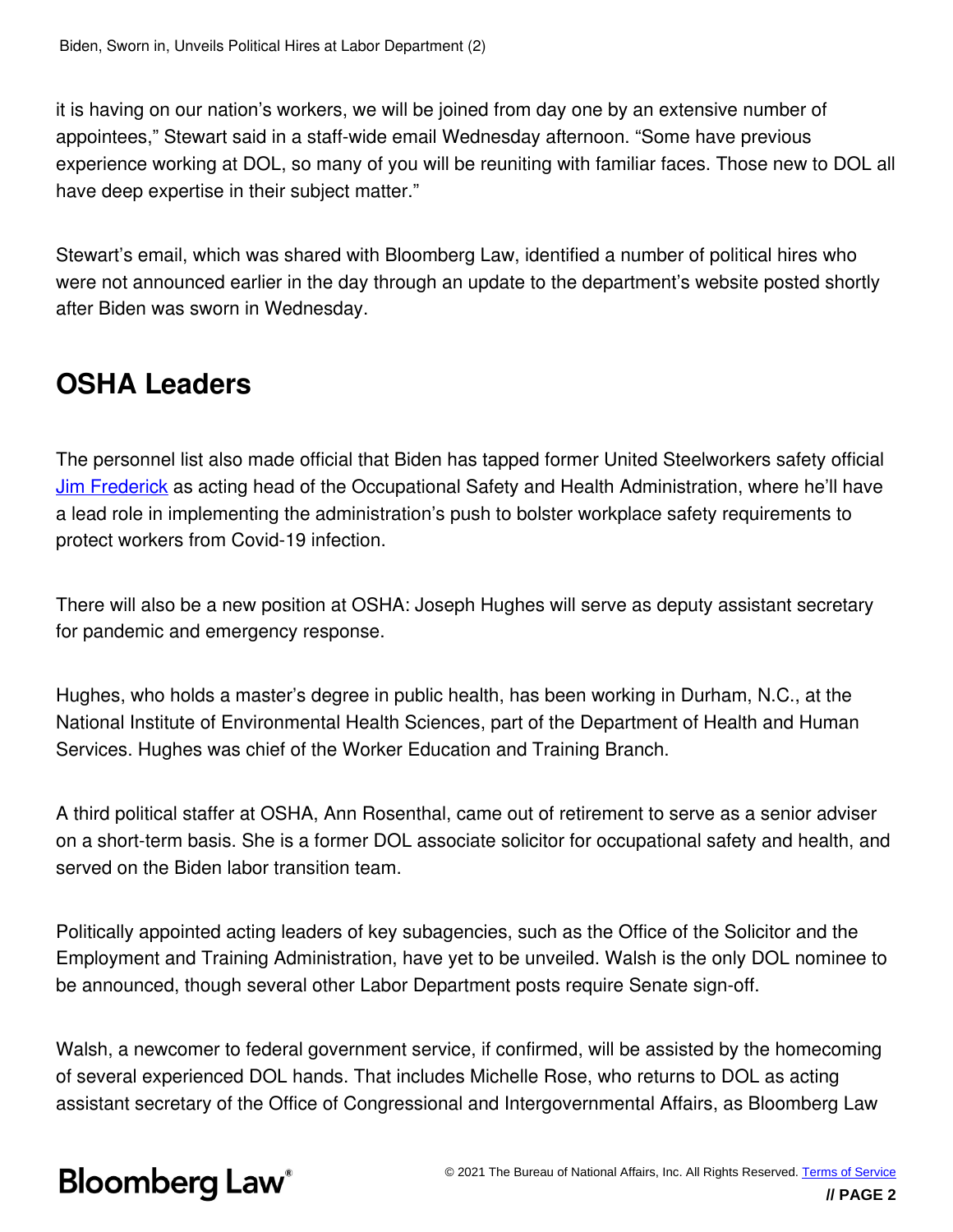it is having on our nation's workers, we will be joined from day one by an extensive number of appointees," Stewart said in a staff-wide email Wednesday afternoon. "Some have previous experience working at DOL, so many of you will be reuniting with familiar faces. Those new to DOL all have deep expertise in their subject matter."

Stewart's email, which was shared with Bloomberg Law, identified a number of political hires who were not announced earlier in the day through an update to the department's website posted shortly after Biden was sworn in Wednesday.

## OSHA Leaders

The personnel list also made official that Biden has tapped former United Steelworkers safety official Jim Frederick as acting head of the Occupational Safety and Health Administration, where he'll have a lead role in implementing the administration's push to bolster workplace safety requirements to protect workers from Covid-19 infection.

There will also be a new position at OSHA: Joseph Hughes will serve as deputy assistant secretary for pandemic and emergency response.

Hughes, who holds a master's degree in public health, has been working in Durham, N.C., at the National Institute of Environmental Health Sciences, part of the Department of Health and Human Services. Hughes was chief of the Worker Education and Training Branch.

A third political staffer at OSHA, Ann Rosenthal, came out of retirement to serve as a senior adviser on a short-term basis. She is a former DOL associate solicitor for occupational safety and health, and served on the Biden labor transition team.

Politically appointed acting leaders of key subagencies, such as the Office of the Solicitor and the Employment and Training Administration, have yet to be unveiled. Walsh is the only DOL nominee to be announced, though several other Labor Department posts require Senate sign-off.

Walsh, a newcomer to federal government service, if confirmed, will be assisted by the homecoming of several experienced DOL hands. That includes Michelle Rose, who returns to DOL as acting assistant secretary of the Office of Congressional and Intergovernmental Affairs, as Bloomberg Law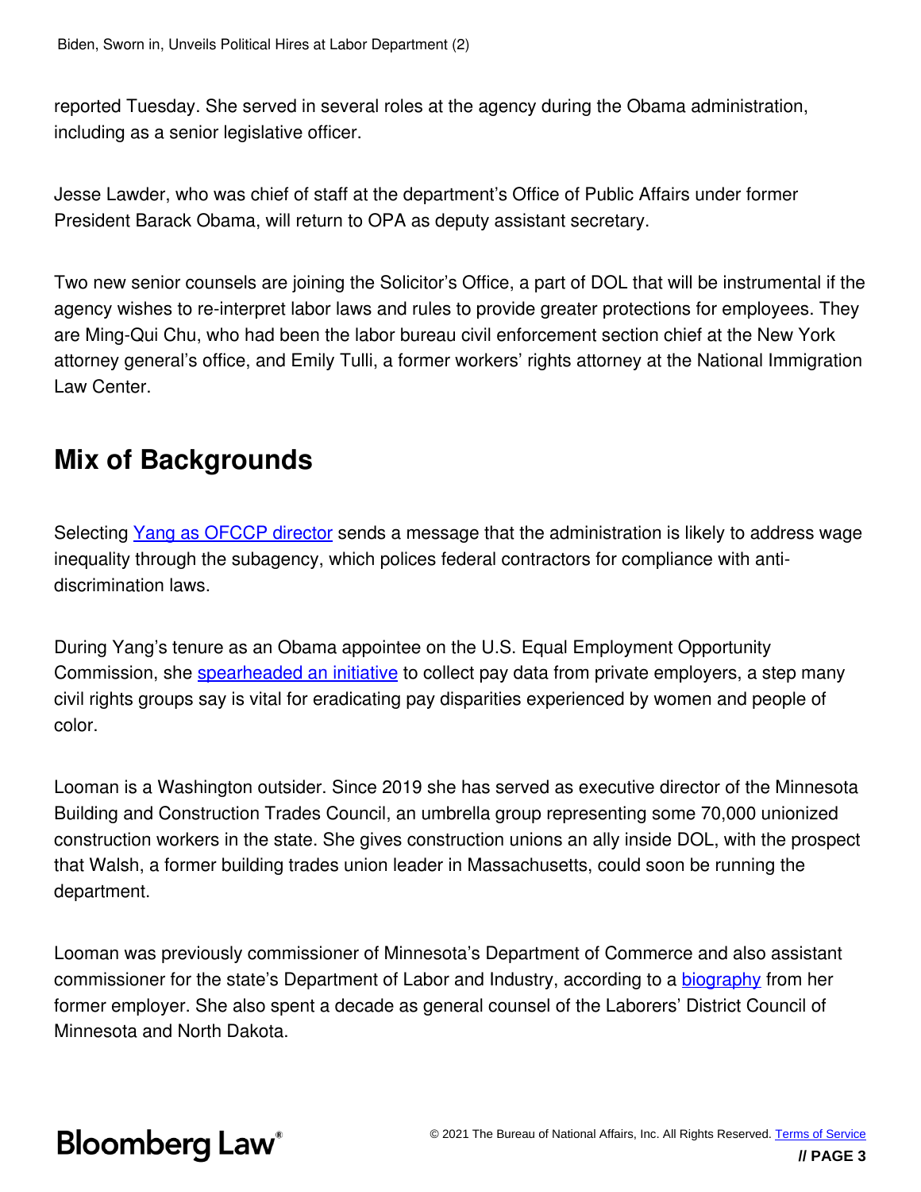reported Tuesday. She served in several roles at the agency during the Obama administration, including as a senior legislative officer.

Jesse Lawder, who was chief of staff at the department's Office of Public Affairs under former President Barack Obama, will return to OPA as deputy assistant secretary.

Two new senior counsels are joining the Solicitor's Office, a part of DOL that will be instrumental if the agency wishes to re-interpret labor laws and rules to provide greater protections for employees. They are Ming-Qui Chu, who had been the labor bureau civil enforcement section chief at the New York attorney general's office, and Emily Tulli, a former workers' rights attorney at the National Immigration Law Center.

## Mix of Backgrounds

Selecting Yang as OFCCP director sends a message that the administration is likely to address wage inequality through the subagency, which polices federal contractors for compliance with anti-discrimination laws.

During Yang's tenure as an Obama appointee on the U.S. Equal Employment Opportunity Commission, she spearheaded an initiative to collect pay data from private employers, a step many civil rights groups say is vital for eradicating pay disparities experienced by women and people of color.

Looman is a Washington outsider. Since 2019 she has served as executive director of the Minnesota Building and Construction Trades Council, an umbrella group representing some 70,000 unionized construction workers in the state. She gives construction unions an ally inside DOL, with the prospect that Walsh, a former building trades union leader in Massachusetts, could soon be running the department.

Looman was previously commissioner of Minnesota's Department of Commerce and also assistant commissioner for the state's Department of Labor and Industry, according to a biography from her former employer. She also spent a decade as general counsel of the Laborers' District Council of Minnesota and North Dakota.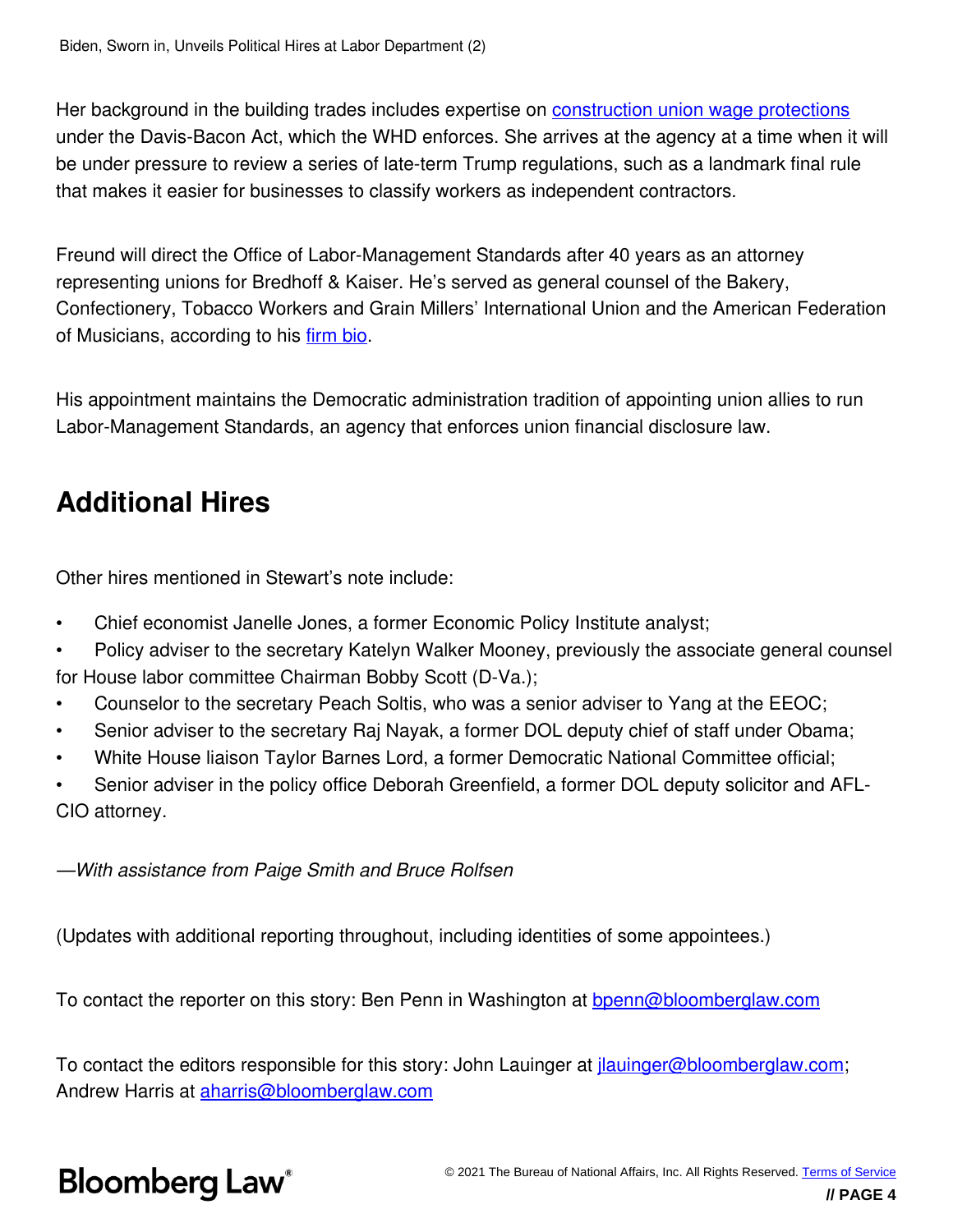Her background in the building trades includes expertise on [construction union wage protections](#) under the Davis-Bacon Act, which the WHD enforces. She arrives at the agency at a time when it will be under pressure to review a series of late-term Trump regulations, such as a landmark final rule that makes it easier for businesses to classify workers as independent contractors.

Freund will direct the Office of Labor-Management Standards after 40 years as an attorney representing unions for Bredhoff & Kaiser. He's served as general counsel of the Bakery, Confectionery, Tobacco Workers and Grain Millers' International Union and the American Federation of Musicians, according to his [firm bio](#).

His appointment maintains the Democratic administration tradition of appointing union allies to run Labor-Management Standards, an agency that enforces union financial disclosure law.

## Additional Hires

Other hires mentioned in Stewart's note include:

- Chief economist Janelle Jones, a former Economic Policy Institute analyst;
- Policy adviser to the secretary Katelyn Walker Mooney, previously the associate general counsel for House labor committee Chairman Bobby Scott (D-Va.);
- Counselor to the secretary Peach Soltis, who was a senior adviser to Yang at the EEOC;
- Senior adviser to the secretary Raj Nayak, a former DOL deputy chief of staff under Obama;
- White House liaison Taylor Barnes Lord, a former Democratic National Committee official;
- Senior adviser in the policy office Deborah Greenfield, a former DOL deputy solicitor and AFL-CIO attorney.

*—With assistance from Paige Smith and Bruce Rolfsen*

(Updates with additional reporting throughout, including identities of some appointees.)

To contact the reporter on this story: Ben Penn in Washington at [bpenn@bloomberglaw.com](mailto:bpenn@bloomberglaw.com)

To contact the editors responsible for this story: John Lauinger at [jlauinger@bloomberglaw.com](mailto:jlauinger@bloomberglaw.com); Andrew Harris at [aharris@bloomberglaw.com](mailto:aharris@bloomberglaw.com)

© 2021 The Bureau of National Affairs, Inc. All Rights Reserved. [Terms of Service](#)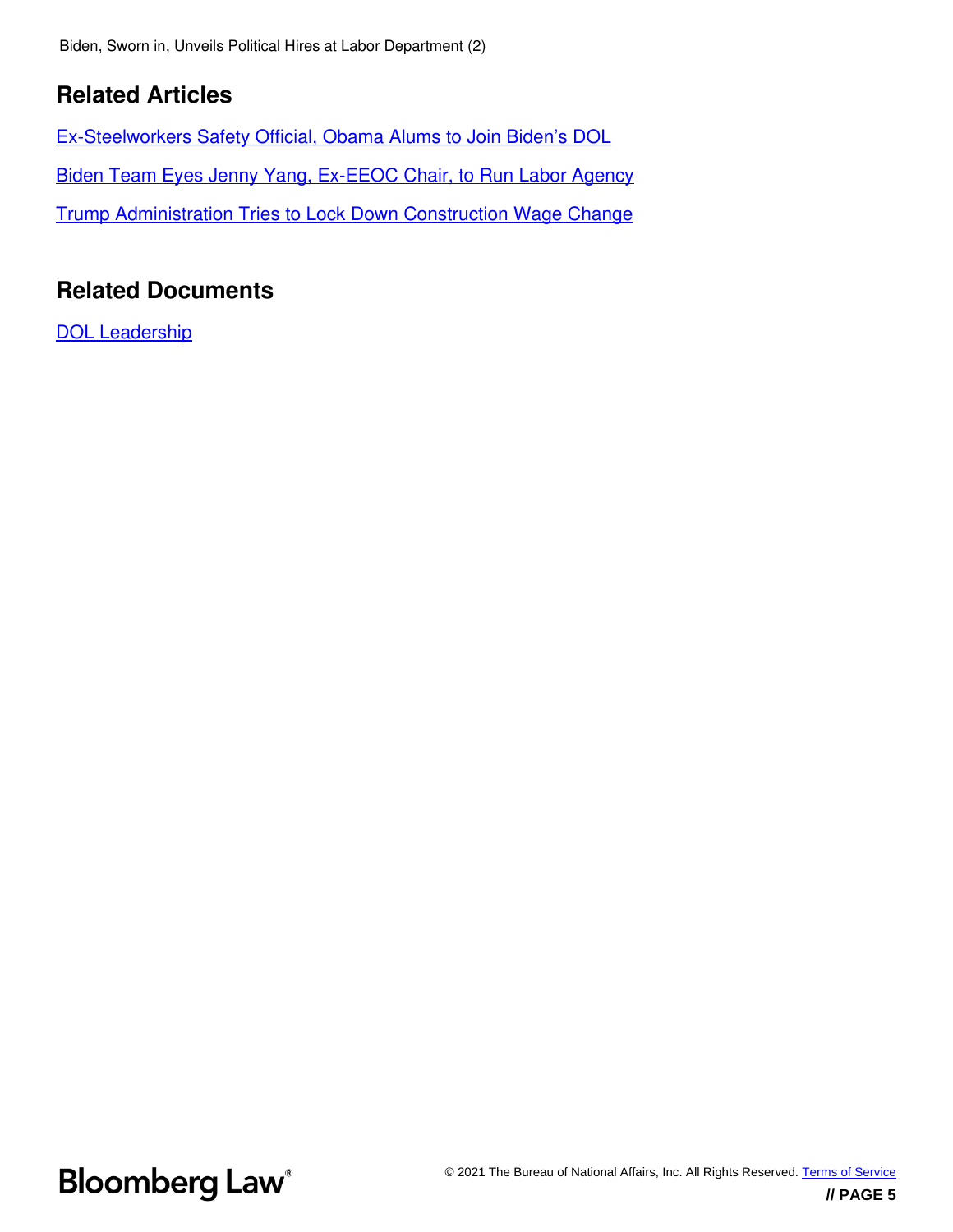## Related Articles

Ex-Steelworkers Safety Official, Obama Alums to Join Biden's DOL

Biden Team Eyes Jenny Yang, Ex-EEOC Chair, to Run Labor Agency

Trump Administration Tries to Lock Down Construction Wage Change

## Related Documents

DOL Leadership